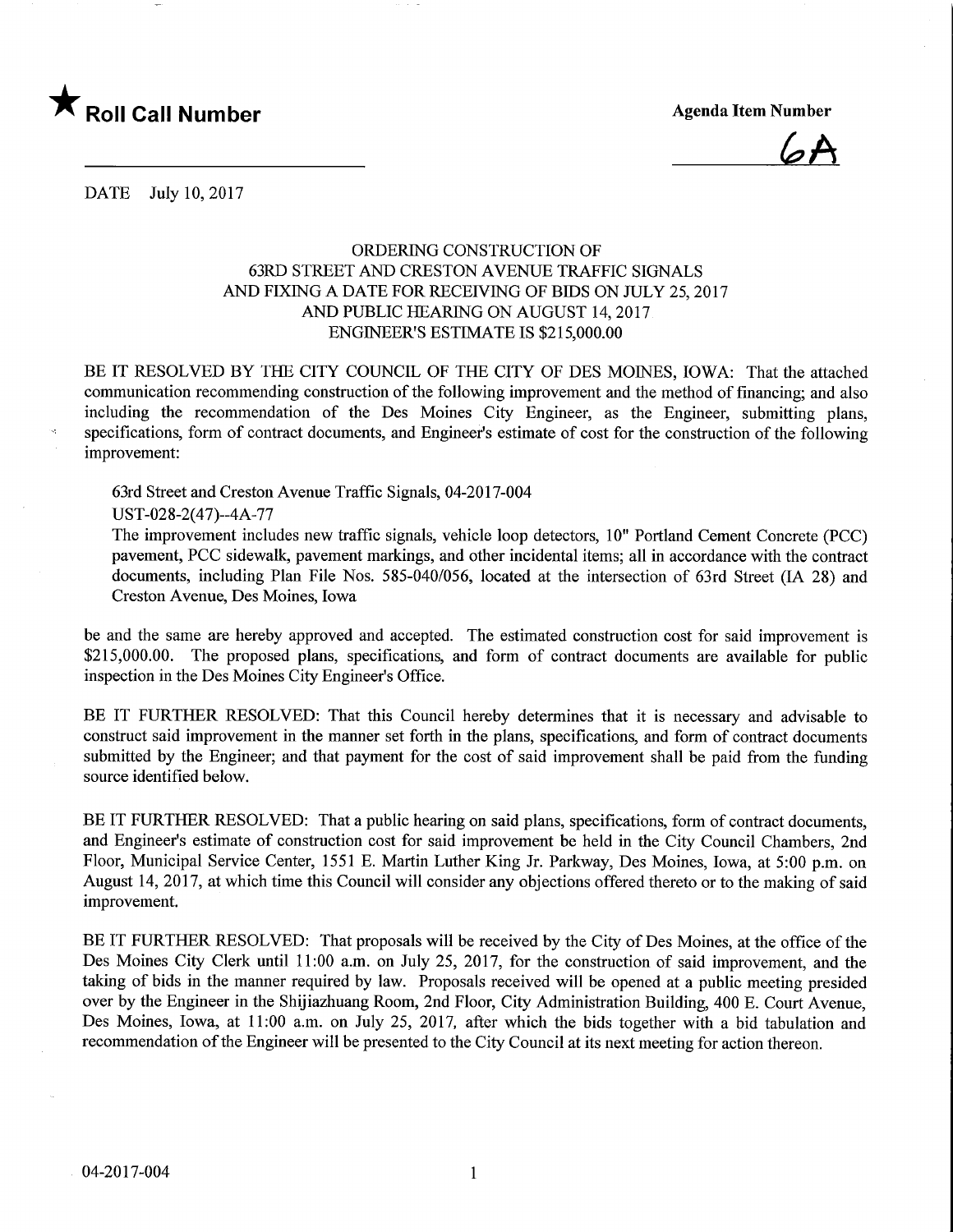★ **Roll Call Number**

**Agenda Item Number**

6A

DATE July 10, 2017

ORDERING CONSTRUCTION OF
63RD STREET AND CRESTON AVENUE TRAFFIC SIGNALS
AND FIXING A DATE FOR RECEIVING OF BIDS ON JULY 25, 2017
AND PUBLIC HEARING ON AUGUST 14, 2017
ENGINEER'S ESTIMATE IS $215,000.00

BE IT RESOLVED BY THE CITY COUNCIL OF THE CITY OF DES MOINES, IOWA: That the attached communication recommending construction of the following improvement and the method of financing; and also including the recommendation of the Des Moines City Engineer, as the Engineer, submitting plans, specifications, form of contract documents, and Engineer's estimate of cost for the construction of the following improvement:

63rd Street and Creston Avenue Traffic Signals, 04-2017-004
UST-028-2(47)--4A-77
The improvement includes new traffic signals, vehicle loop detectors, 10" Portland Cement Concrete (PCC) pavement, PCC sidewalk, pavement markings, and other incidental items; all in accordance with the contract documents, including Plan File Nos. 585-040/056, located at the intersection of 63rd Street (IA 28) and Creston Avenue, Des Moines, Iowa

be and the same are hereby approved and accepted. The estimated construction cost for said improvement is $215,000.00. The proposed plans, specifications, and form of contract documents are available for public inspection in the Des Moines City Engineer's Office.

BE IT FURTHER RESOLVED: That this Council hereby determines that it is necessary and advisable to construct said improvement in the manner set forth in the plans, specifications, and form of contract documents submitted by the Engineer; and that payment for the cost of said improvement shall be paid from the funding source identified below.

BE IT FURTHER RESOLVED: That a public hearing on said plans, specifications, form of contract documents, and Engineer's estimate of construction cost for said improvement be held in the City Council Chambers, 2nd Floor, Municipal Service Center, 1551 E. Martin Luther King Jr. Parkway, Des Moines, Iowa, at 5:00 p.m. on August 14, 2017, at which time this Council will consider any objections offered thereto or to the making of said improvement.

BE IT FURTHER RESOLVED: That proposals will be received by the City of Des Moines, at the office of the Des Moines City Clerk until 11:00 a.m. on July 25, 2017, for the construction of said improvement, and the taking of bids in the manner required by law. Proposals received will be opened at a public meeting presided over by the Engineer in the Shijiazhuang Room, 2nd Floor, City Administration Building, 400 E. Court Avenue, Des Moines, Iowa, at 11:00 a.m. on July 25, 2017, after which the bids together with a bid tabulation and recommendation of the Engineer will be presented to the City Council at its next meeting for action thereon.

04-2017-004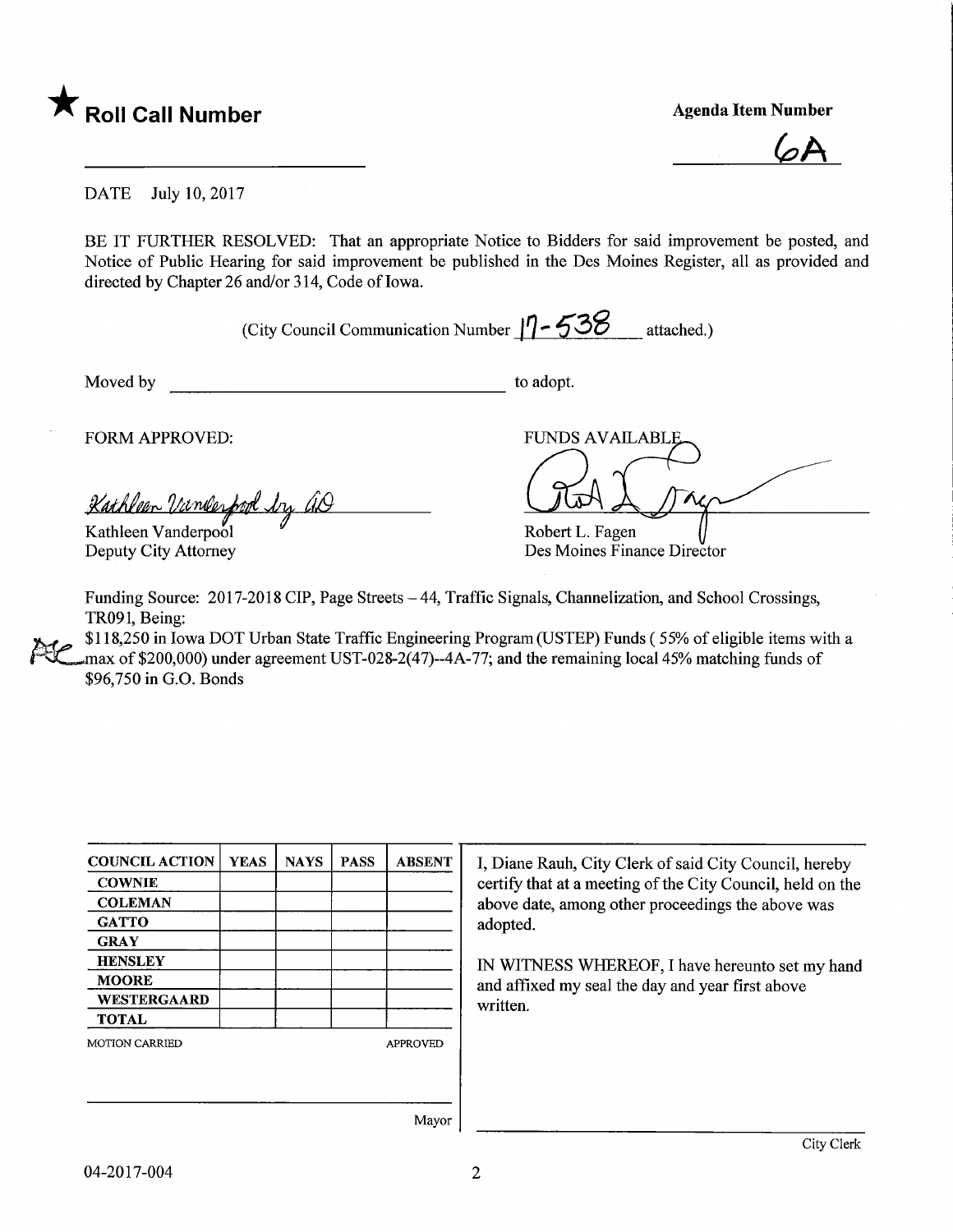★ **Roll Call Number**

**Agenda Item Number**

6A

DATE July 10, 2017

BE IT FURTHER RESOLVED: That an appropriate Notice to Bidders for said improvement be posted, and Notice of Public Hearing for said improvement be published in the Des Moines Register, all as provided and directed by Chapter 26 and/or 314, Code of Iowa.

(City Council Communication Number 17-538 attached.)

Moved by ______________________ to adopt.

FORM APPROVED:

Kathleen Vanderpool by AO

Kathleen Vanderpool
Deputy City Attorney

FUNDS AVAILABLE

Robert L. Fagen
Des Moines Finance Director

Funding Source: 2017-2018 CIP, Page Streets – 44, Traffic Signals, Channelization, and School Crossings, TR091, Being:

$118,250 in Iowa DOT Urban State Traffic Engineering Program (USTEP) Funds ( 55% of eligible items with a max of $200,000) under agreement UST-028-2(47)--4A-77; and the remaining local 45% matching funds of $96,750 in G.O. Bonds

| COUNCIL ACTION | YEAS | NAYS | PASS | ABSENT |
|---|---|---|---|---|
| COWNIE | | | | |
| COLEMAN | | | | |
| GATTO | | | | |
| GRAY | | | | |
| HENSLEY | | | | |
| MOORE | | | | |
| WESTERGAARD | | | | |
| TOTAL | | | | |

MOTION CARRIED APPROVED

______________________ Mayor

I, Diane Rauh, City Clerk of said City Council, hereby certify that at a meeting of the City Council, held on the above date, among other proceedings the above was adopted.

IN WITNESS WHEREOF, I have hereunto set my hand and affixed my seal the day and year first above written.

______________________ City Clerk

04-2017-004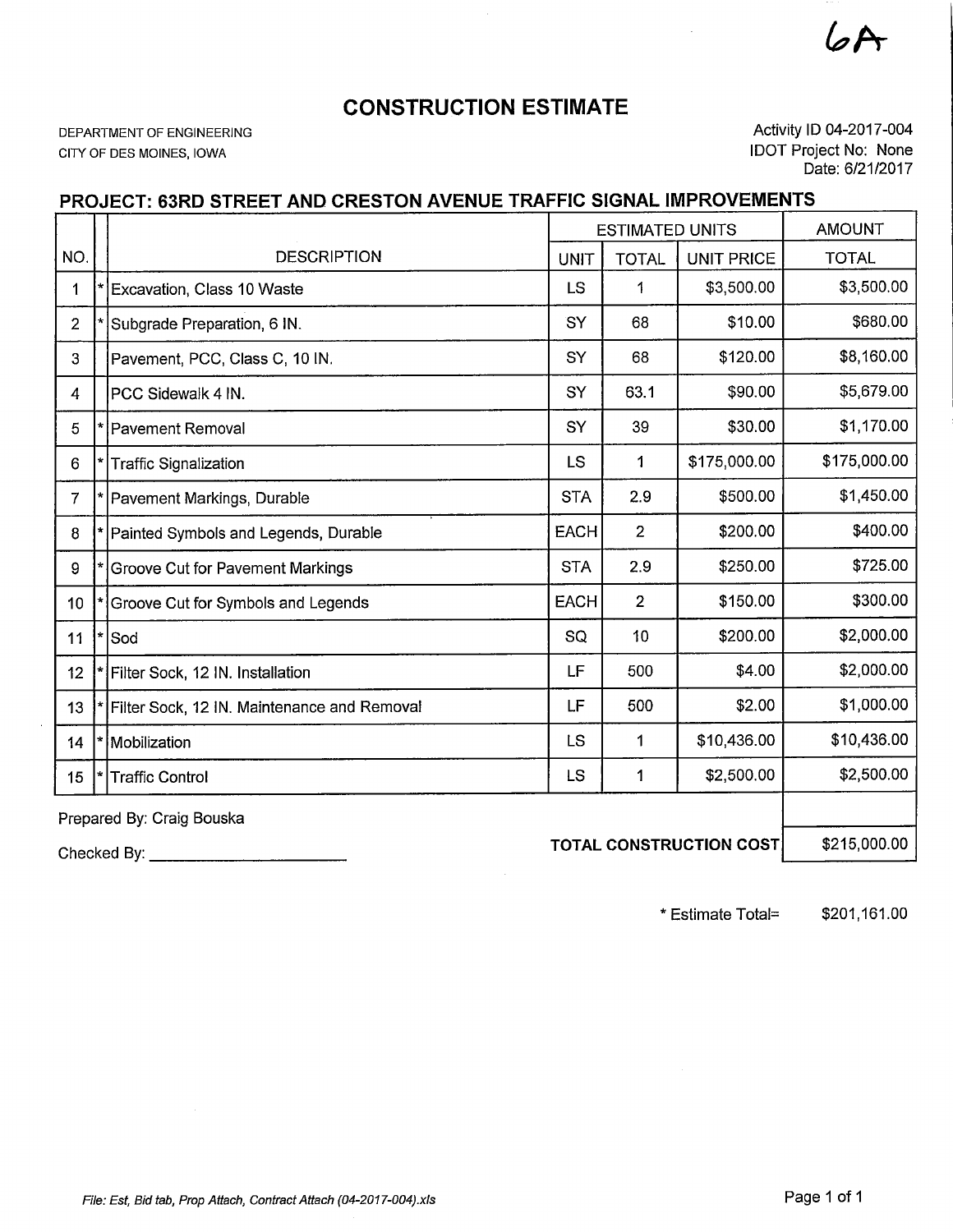6A

# CONSTRUCTION ESTIMATE

DEPARTMENT OF ENGINEERING
CITY OF DES MOINES, IOWA

Activity ID 04-2017-004
IDOT Project No: None
Date: 6/21/2017

## PROJECT: 63RD STREET AND CRESTON AVENUE TRAFFIC SIGNAL IMPROVEMENTS

| | | | ESTIMATED UNITS | | | AMOUNT |
|---|---|---|---|---|---|---|
| NO. | | DESCRIPTION | UNIT | TOTAL | UNIT PRICE | TOTAL |
| 1 | * | Excavation, Class 10 Waste | LS | 1 | $3,500.00 | $3,500.00 |
| 2 | * | Subgrade Preparation, 6 IN. | SY | 68 | $10.00 | $680.00 |
| 3 | | Pavement, PCC, Class C, 10 IN. | SY | 68 | $120.00 | $8,160.00 |
| 4 | | PCC Sidewalk 4 IN. | SY | 63.1 | $90.00 | $5,679.00 |
| 5 | * | Pavement Removal | SY | 39 | $30.00 | $1,170.00 |
| 6 | * | Traffic Signalization | LS | 1 | $175,000.00 | $175,000.00 |
| 7 | * | Pavement Markings, Durable | STA | 2.9 | $500.00 | $1,450.00 |
| 8 | * | Painted Symbols and Legends, Durable | EACH | 2 | $200.00 | $400.00 |
| 9 | * | Groove Cut for Pavement Markings | STA | 2.9 | $250.00 | $725.00 |
| 10 | * | Groove Cut for Symbols and Legends | EACH | 2 | $150.00 | $300.00 |
| 11 | * | Sod | SQ | 10 | $200.00 | $2,000.00 |
| 12 | * | Filter Sock, 12 IN. Installation | LF | 500 | $4.00 | $2,000.00 |
| 13 | * | Filter Sock, 12 IN. Maintenance and Removal | LF | 500 | $2.00 | $1,000.00 |
| 14 | * | Mobilization | LS | 1 | $10,436.00 | $10,436.00 |
| 15 | * | Traffic Control | LS | 1 | $2,500.00 | $2,500.00 |

Prepared By: Craig Bouska

Checked By: ______________________

**TOTAL CONSTRUCTION COST** $215,000.00

* Estimate Total= $201,161.00

*File: Est, Bid tab, Prop Attach, Contract Attach (04-2017-004).xls*